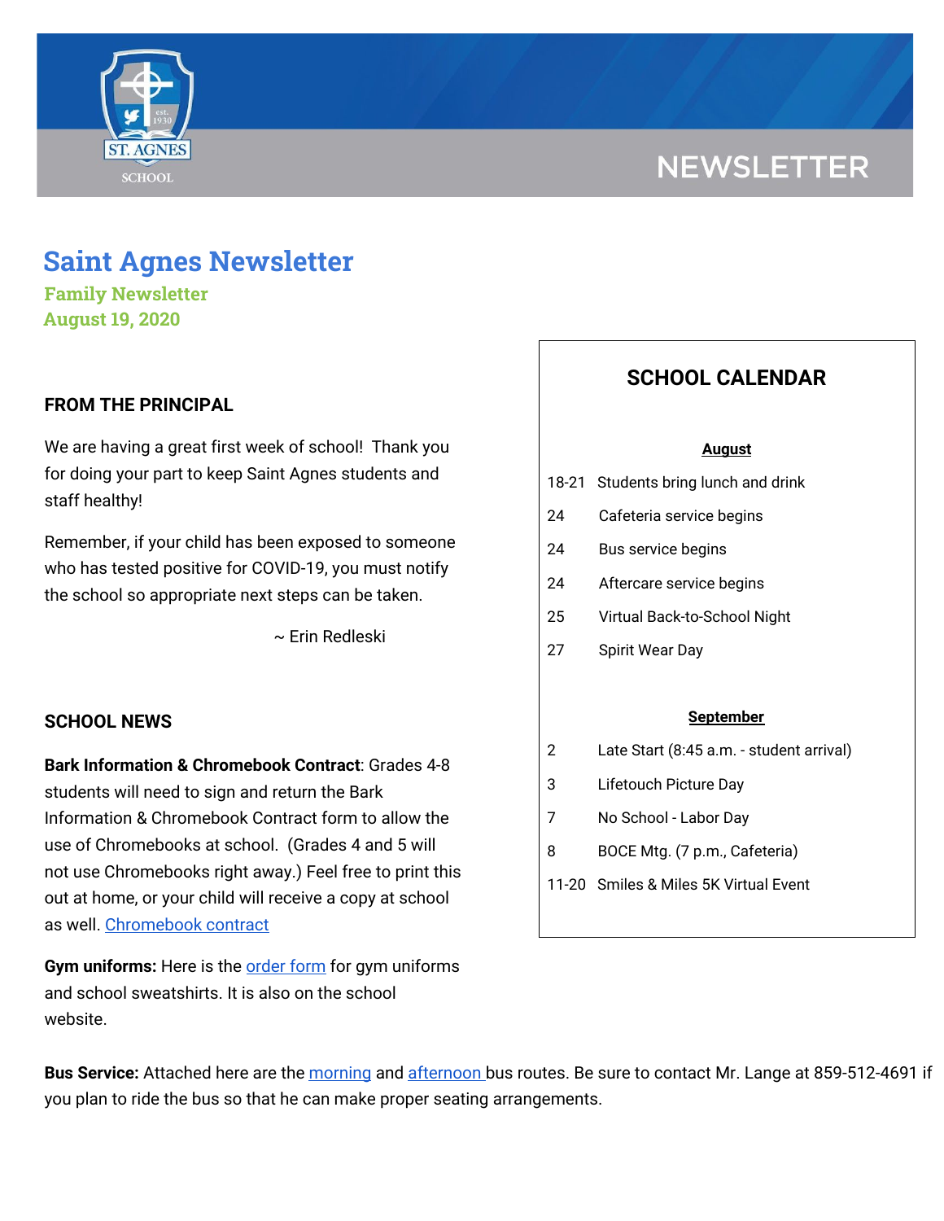NEWSLETTER

# Saint Agnes Newsletter

**Family Newsletter**
**August 19, 2020**

## FROM THE PRINCIPAL

We are having a great first week of school! Thank you for doing your part to keep Saint Agnes students and staff healthy!

Remember, if your child has been exposed to someone who has tested positive for COVID-19, you must notify the school so appropriate next steps can be taken.

~ Erin Redleski

## SCHOOL NEWS

**Bark Information & Chromebook Contract**: Grades 4-8 students will need to sign and return the Bark Information & Chromebook Contract form to allow the use of Chromebooks at school. (Grades 4 and 5 will not use Chromebooks right away.) Feel free to print this out at home, or your child will receive a copy at school as well. Chromebook contract

**Gym uniforms:** Here is the order form for gym uniforms and school sweatshirts. It is also on the school website.

**Bus Service:** Attached here are the morning and afternoon bus routes. Be sure to contact Mr. Lange at 859-512-4691 if you plan to ride the bus so that he can make proper seating arrangements.

## SCHOOL CALENDAR

**August**

| | |
|---|---|
| 18-21 | Students bring lunch and drink |
| 24 | Cafeteria service begins |
| 24 | Bus service begins |
| 24 | Aftercare service begins |
| 25 | Virtual Back-to-School Night |
| 27 | Spirit Wear Day |

**September**

| | |
|---|---|
| 2 | Late Start (8:45 a.m. - student arrival) |
| 3 | Lifetouch Picture Day |
| 7 | No School - Labor Day |
| 8 | BOCE Mtg. (7 p.m., Cafeteria) |
| 11-20 | Smiles & Miles 5K Virtual Event |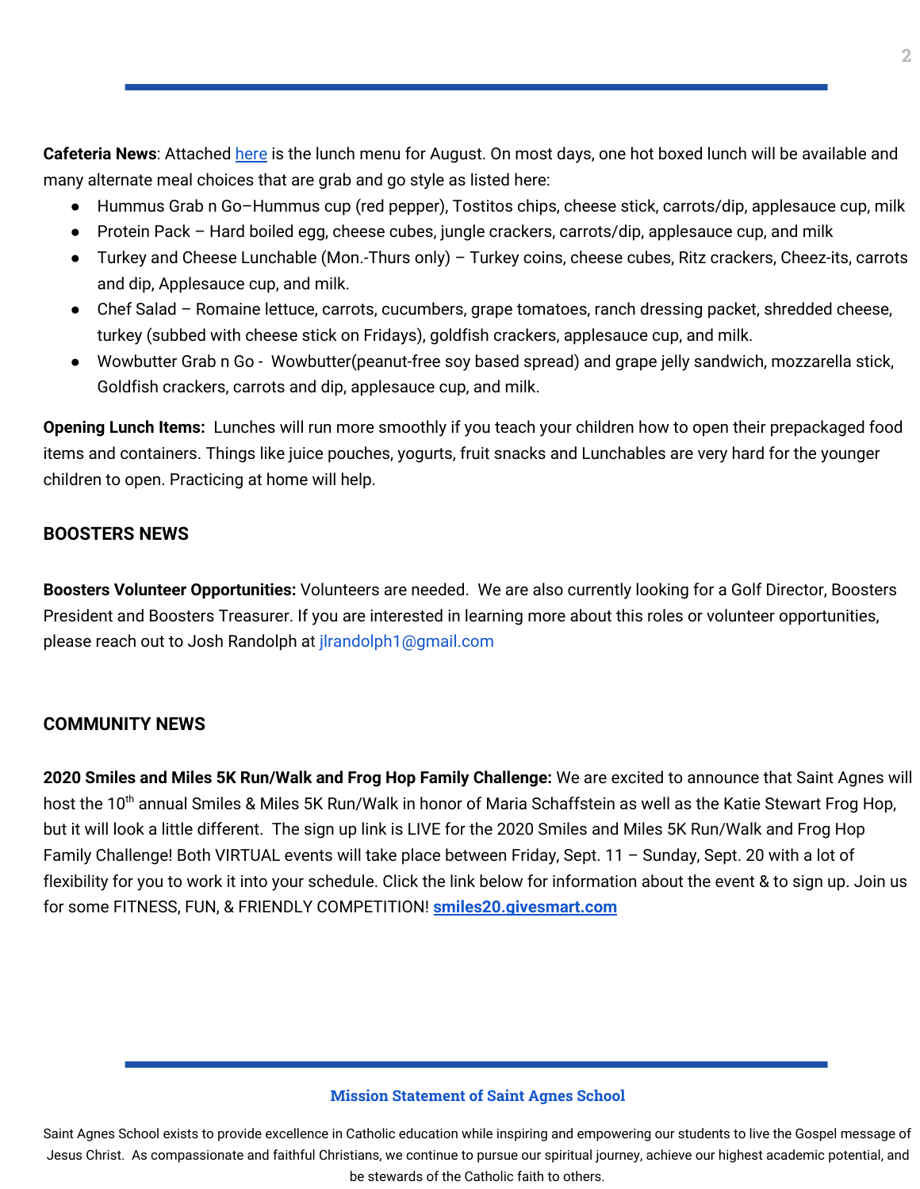**Cafeteria News**: Attached here is the lunch menu for August. On most days, one hot boxed lunch will be available and many alternate meal choices that are grab and go style as listed here:

- Hummus Grab n Go–Hummus cup (red pepper), Tostitos chips, cheese stick, carrots/dip, applesauce cup, milk
- Protein Pack – Hard boiled egg, cheese cubes, jungle crackers, carrots/dip, applesauce cup, and milk
- Turkey and Cheese Lunchable (Mon.-Thurs only) – Turkey coins, cheese cubes, Ritz crackers, Cheez-its, carrots and dip, Applesauce cup, and milk.
- Chef Salad – Romaine lettuce, carrots, cucumbers, grape tomatoes, ranch dressing packet, shredded cheese, turkey (subbed with cheese stick on Fridays), goldfish crackers, applesauce cup, and milk.
- Wowbutter Grab n Go - Wowbutter(peanut-free soy based spread) and grape jelly sandwich, mozzarella stick, Goldfish crackers, carrots and dip, applesauce cup, and milk.

**Opening Lunch Items:** Lunches will run more smoothly if you teach your children how to open their prepackaged food items and containers. Things like juice pouches, yogurts, fruit snacks and Lunchables are very hard for the younger children to open. Practicing at home will help.

## BOOSTERS NEWS

**Boosters Volunteer Opportunities:** Volunteers are needed. We are also currently looking for a Golf Director, Boosters President and Boosters Treasurer. If you are interested in learning more about this roles or volunteer opportunities, please reach out to Josh Randolph at jlrandolph1@gmail.com

## COMMUNITY NEWS

**2020 Smiles and Miles 5K Run/Walk and Frog Hop Family Challenge:** We are excited to announce that Saint Agnes will host the 10th annual Smiles & Miles 5K Run/Walk in honor of Maria Schaffstein as well as the Katie Stewart Frog Hop, but it will look a little different. The sign up link is LIVE for the 2020 Smiles and Miles 5K Run/Walk and Frog Hop Family Challenge! Both VIRTUAL events will take place between Friday, Sept. 11 – Sunday, Sept. 20 with a lot of flexibility for you to work it into your schedule. Click the link below for information about the event & to sign up. Join us for some FITNESS, FUN, & FRIENDLY COMPETITION! **smiles20.givesmart.com**

**Mission Statement of Saint Agnes School**

Saint Agnes School exists to provide excellence in Catholic education while inspiring and empowering our students to live the Gospel message of Jesus Christ. As compassionate and faithful Christians, we continue to pursue our spiritual journey, achieve our highest academic potential, and be stewards of the Catholic faith to others.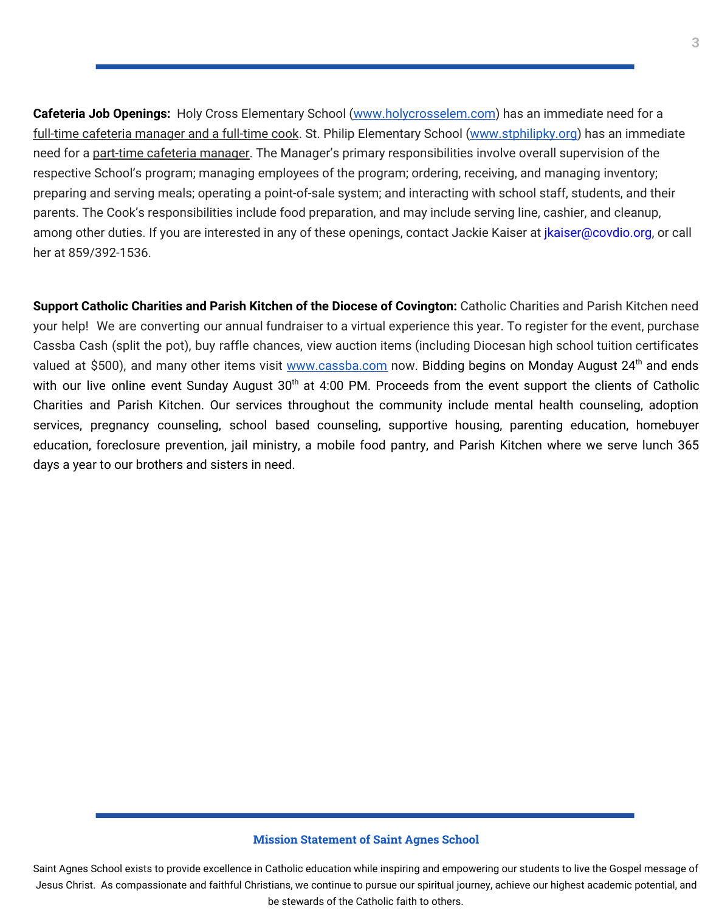**Cafeteria Job Openings:** Holy Cross Elementary School (www.holycrosselem.com) has an immediate need for a full-time cafeteria manager and a full-time cook. St. Philip Elementary School (www.stphilipky.org) has an immediate need for a part-time cafeteria manager. The Manager's primary responsibilities involve overall supervision of the respective School's program; managing employees of the program; ordering, receiving, and managing inventory; preparing and serving meals; operating a point-of-sale system; and interacting with school staff, students, and their parents. The Cook's responsibilities include food preparation, and may include serving line, cashier, and cleanup, among other duties. If you are interested in any of these openings, contact Jackie Kaiser at jkaiser@covdio.org, or call her at 859/392-1536.

**Support Catholic Charities and Parish Kitchen of the Diocese of Covington:** Catholic Charities and Parish Kitchen need your help! We are converting our annual fundraiser to a virtual experience this year. To register for the event, purchase Cassba Cash (split the pot), buy raffle chances, view auction items (including Diocesan high school tuition certificates valued at $500), and many other items visit www.cassba.com now. Bidding begins on Monday August 24th and ends with our live online event Sunday August 30th at 4:00 PM. Proceeds from the event support the clients of Catholic Charities and Parish Kitchen. Our services throughout the community include mental health counseling, adoption services, pregnancy counseling, school based counseling, supportive housing, parenting education, homebuyer education, foreclosure prevention, jail ministry, a mobile food pantry, and Parish Kitchen where we serve lunch 365 days a year to our brothers and sisters in need.

**Mission Statement of Saint Agnes School**

Saint Agnes School exists to provide excellence in Catholic education while inspiring and empowering our students to live the Gospel message of Jesus Christ. As compassionate and faithful Christians, we continue to pursue our spiritual journey, achieve our highest academic potential, and be stewards of the Catholic faith to others.